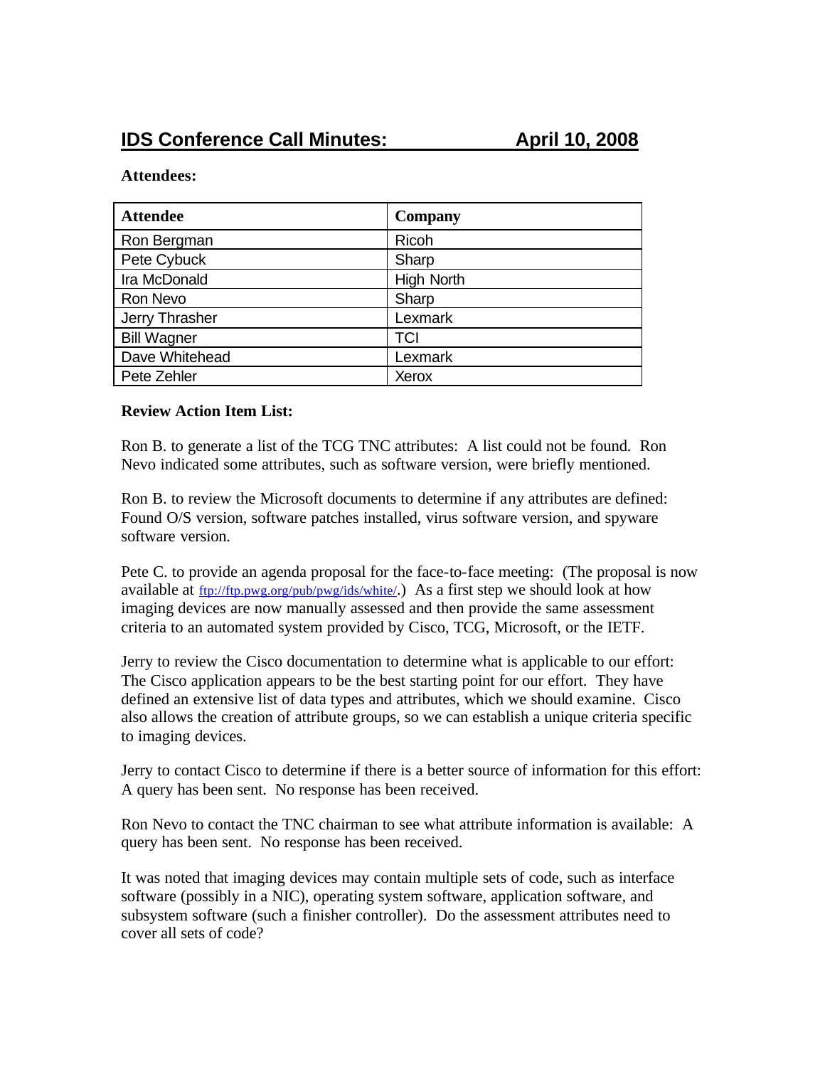## IDS Conference Call Minutes: April 10, 2008

**Attendees:**

| Attendee | Company |
|---|---|
| Ron Bergman | Ricoh |
| Pete Cybuck | Sharp |
| Ira McDonald | High North |
| Ron Nevo | Sharp |
| Jerry Thrasher | Lexmark |
| Bill Wagner | TCI |
| Dave Whitehead | Lexmark |
| Pete Zehler | Xerox |

**Review Action Item List:**

Ron B. to generate a list of the TCG TNC attributes: A list could not be found. Ron Nevo indicated some attributes, such as software version, were briefly mentioned.

Ron B. to review the Microsoft documents to determine if any attributes are defined: Found O/S version, software patches installed, virus software version, and spyware software version.

Pete C. to provide an agenda proposal for the face-to-face meeting: (The proposal is now available at ftp://ftp.pwg.org/pub/pwg/ids/white/.) As a first step we should look at how imaging devices are now manually assessed and then provide the same assessment criteria to an automated system provided by Cisco, TCG, Microsoft, or the IETF.

Jerry to review the Cisco documentation to determine what is applicable to our effort: The Cisco application appears to be the best starting point for our effort. They have defined an extensive list of data types and attributes, which we should examine. Cisco also allows the creation of attribute groups, so we can establish a unique criteria specific to imaging devices.

Jerry to contact Cisco to determine if there is a better source of information for this effort: A query has been sent. No response has been received.

Ron Nevo to contact the TNC chairman to see what attribute information is available: A query has been sent. No response has been received.

It was noted that imaging devices may contain multiple sets of code, such as interface software (possibly in a NIC), operating system software, application software, and subsystem software (such a finisher controller). Do the assessment attributes need to cover all sets of code?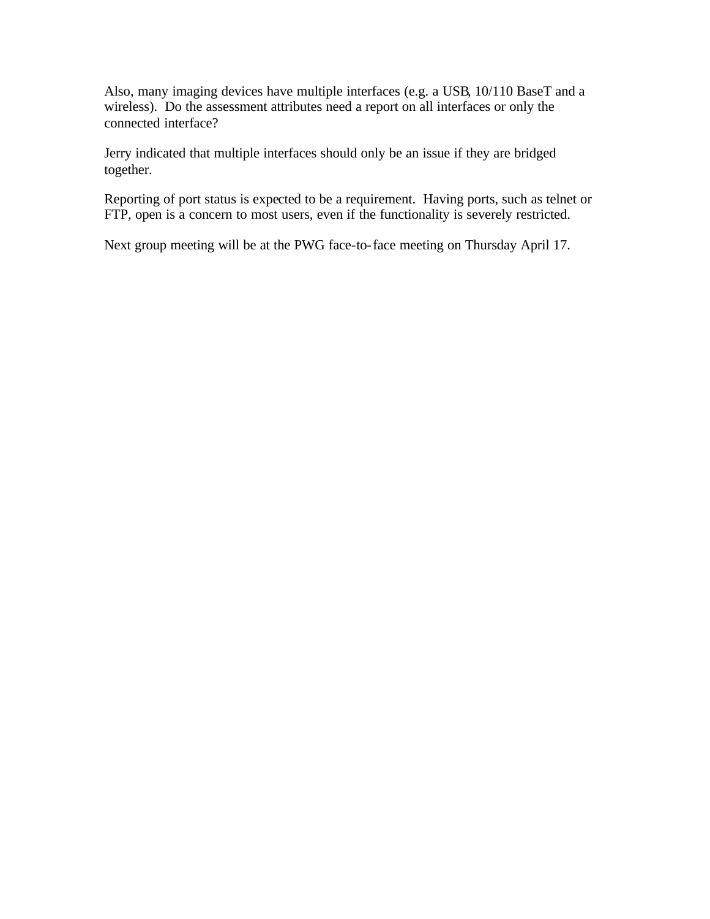Also, many imaging devices have multiple interfaces (e.g. a USB, 10/110 BaseT and a wireless). Do the assessment attributes need a report on all interfaces or only the connected interface?

Jerry indicated that multiple interfaces should only be an issue if they are bridged together.

Reporting of port status is expected to be a requirement. Having ports, such as telnet or FTP, open is a concern to most users, even if the functionality is severely restricted.

Next group meeting will be at the PWG face-to-face meeting on Thursday April 17.